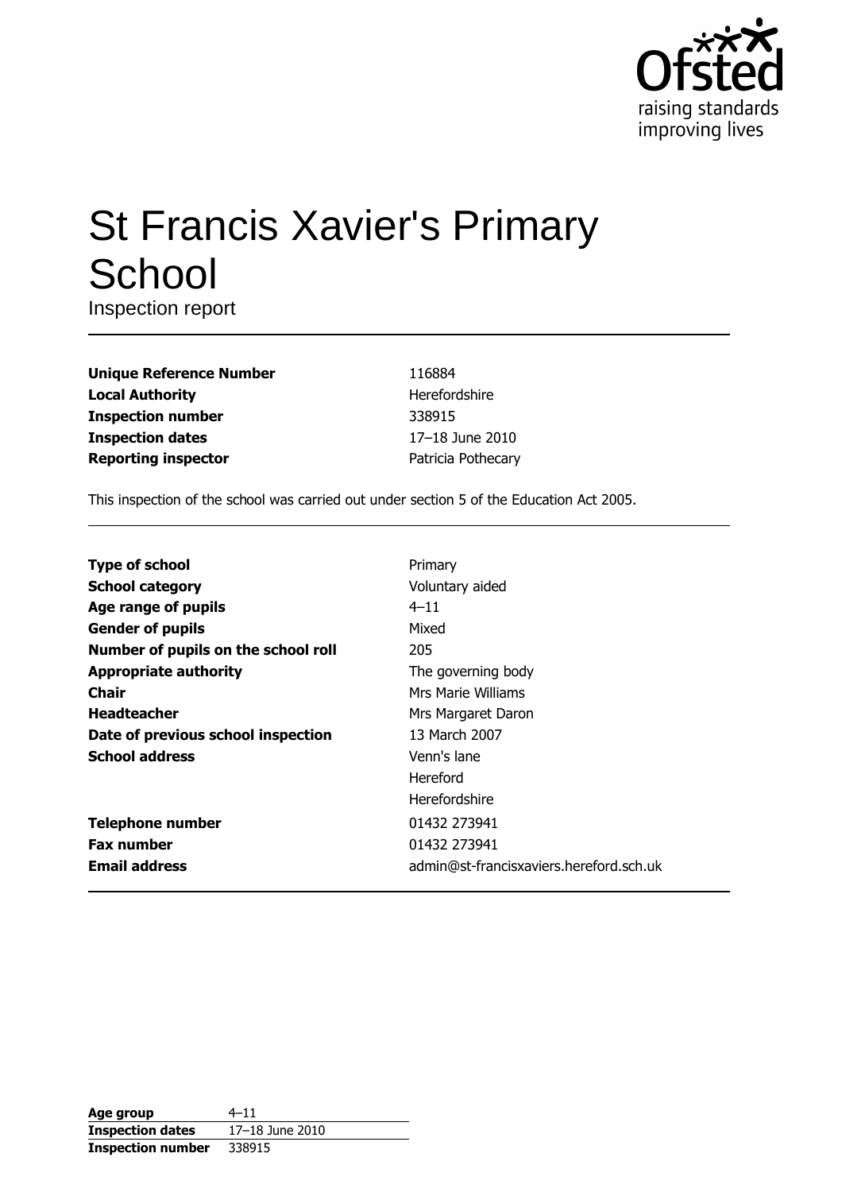# St Francis Xavier's Primary School

Inspection report

| | |
|---|---|
| **Unique Reference Number** | 116884 |
| **Local Authority** | Herefordshire |
| **Inspection number** | 338915 |
| **Inspection dates** | 17–18 June 2010 |
| **Reporting inspector** | Patricia Pothecary |

This inspection of the school was carried out under section 5 of the Education Act 2005.

| | |
|---|---|
| **Type of school** | Primary |
| **School category** | Voluntary aided |
| **Age range of pupils** | 4–11 |
| **Gender of pupils** | Mixed |
| **Number of pupils on the school roll** | 205 |
| **Appropriate authority** | The governing body |
| **Chair** | Mrs Marie Williams |
| **Headteacher** | Mrs Margaret Daron |
| **Date of previous school inspection** | 13 March 2007 |
| **School address** | Venn's lane<br>Hereford<br>Herefordshire |
| **Telephone number** | 01432 273941 |
| **Fax number** | 01432 273941 |
| **Email address** | admin@st-francisxaviers.hereford.sch.uk |

| | |
|---|---|
| **Age group** | 4–11 |
| **Inspection dates** | 17–18 June 2010 |
| **Inspection number** | 338915 |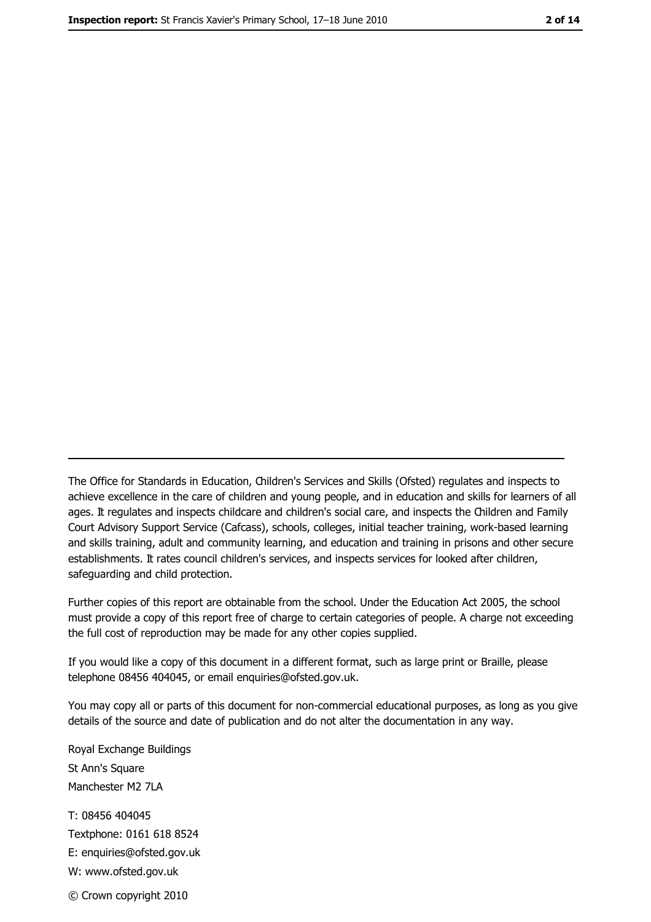---

The Office for Standards in Education, Children's Services and Skills (Ofsted) regulates and inspects to achieve excellence in the care of children and young people, and in education and skills for learners of all ages. It regulates and inspects childcare and children's social care, and inspects the Children and Family Court Advisory Support Service (Cafcass), schools, colleges, initial teacher training, work-based learning and skills training, adult and community learning, and education and training in prisons and other secure establishments. It rates council children's services, and inspects services for looked after children, safeguarding and child protection.

Further copies of this report are obtainable from the school. Under the Education Act 2005, the school must provide a copy of this report free of charge to certain categories of people. A charge not exceeding the full cost of reproduction may be made for any other copies supplied.

If you would like a copy of this document in a different format, such as large print or Braille, please telephone 08456 404045, or email enquiries@ofsted.gov.uk.

You may copy all or parts of this document for non-commercial educational purposes, as long as you give details of the source and date of publication and do not alter the documentation in any way.

Royal Exchange Buildings
St Ann's Square
Manchester M2 7LA

T: 08456 404045
Textphone: 0161 618 8524
E: enquiries@ofsted.gov.uk
W: www.ofsted.gov.uk

© Crown copyright 2010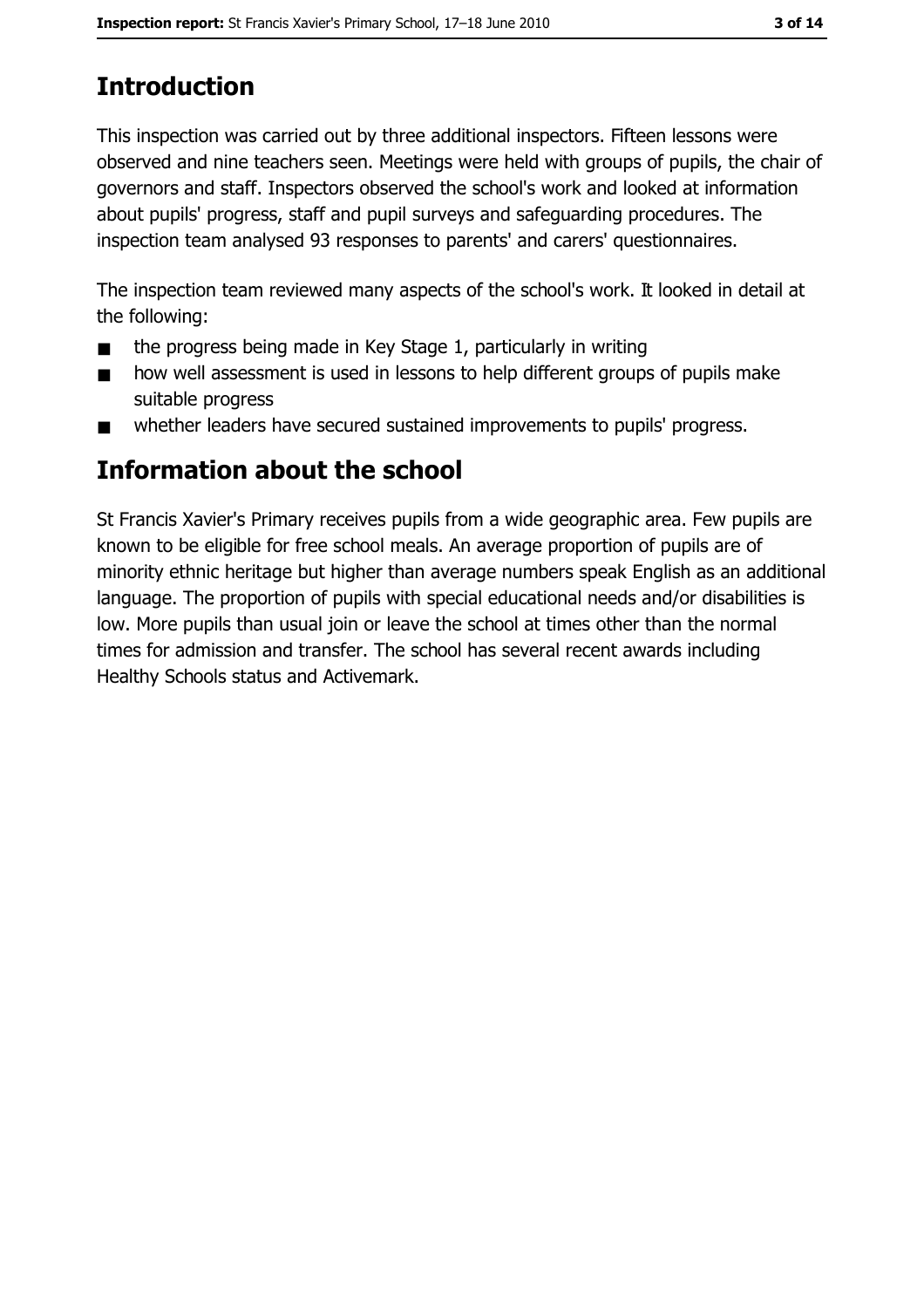## Introduction

This inspection was carried out by three additional inspectors. Fifteen lessons were observed and nine teachers seen. Meetings were held with groups of pupils, the chair of governors and staff. Inspectors observed the school's work and looked at information about pupils' progress, staff and pupil surveys and safeguarding procedures. The inspection team analysed 93 responses to parents' and carers' questionnaires.

The inspection team reviewed many aspects of the school's work. It looked in detail at the following:

- the progress being made in Key Stage 1, particularly in writing
- how well assessment is used in lessons to help different groups of pupils make suitable progress
- whether leaders have secured sustained improvements to pupils' progress.

## Information about the school

St Francis Xavier's Primary receives pupils from a wide geographic area. Few pupils are known to be eligible for free school meals. An average proportion of pupils are of minority ethnic heritage but higher than average numbers speak English as an additional language. The proportion of pupils with special educational needs and/or disabilities is low. More pupils than usual join or leave the school at times other than the normal times for admission and transfer. The school has several recent awards including Healthy Schools status and Activemark.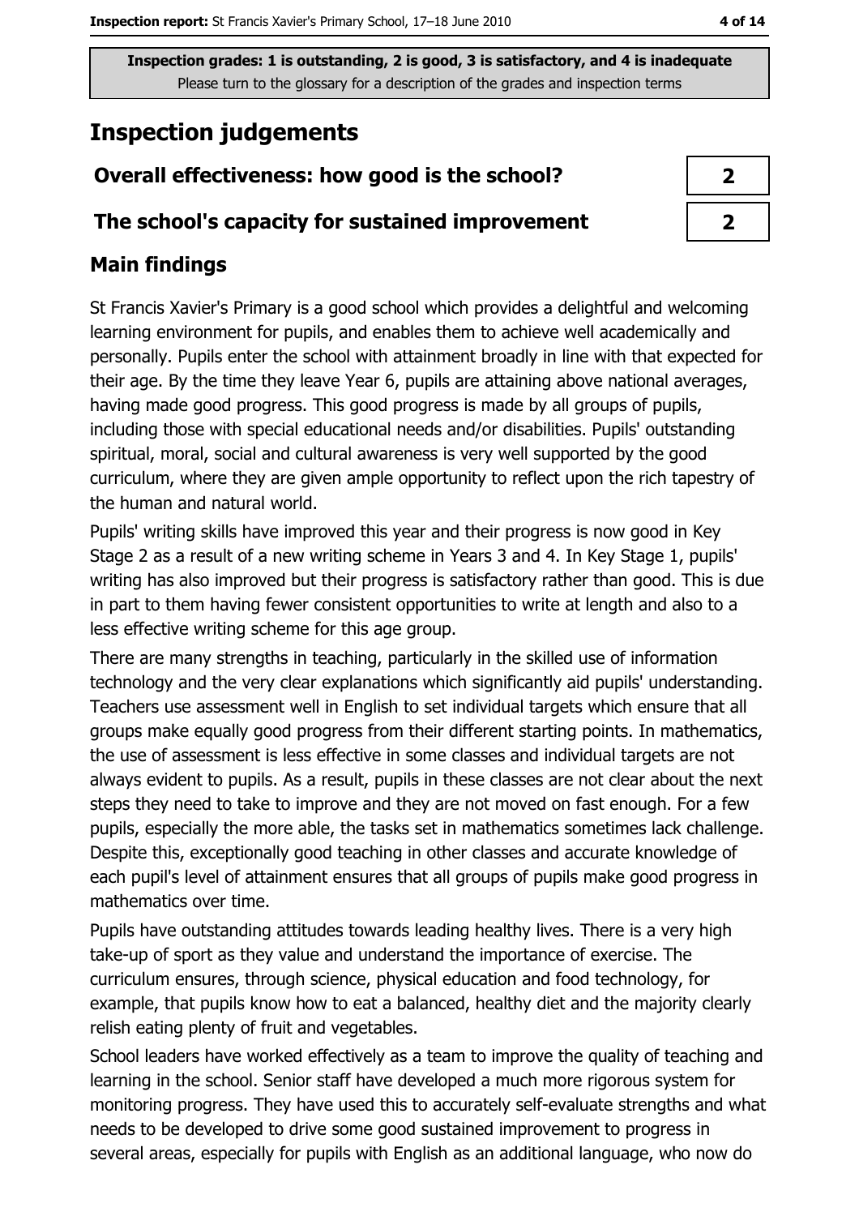**Inspection grades: 1 is outstanding, 2 is good, 3 is satisfactory, and 4 is inadequate**
Please turn to the glossary for a description of the grades and inspection terms

# Inspection judgements

| Overall effectiveness: how good is the school? | 2 |
| --- | --- |
| **The school's capacity for sustained improvement** | **2** |

## Main findings

St Francis Xavier's Primary is a good school which provides a delightful and welcoming learning environment for pupils, and enables them to achieve well academically and personally. Pupils enter the school with attainment broadly in line with that expected for their age. By the time they leave Year 6, pupils are attaining above national averages, having made good progress. This good progress is made by all groups of pupils, including those with special educational needs and/or disabilities. Pupils' outstanding spiritual, moral, social and cultural awareness is very well supported by the good curriculum, where they are given ample opportunity to reflect upon the rich tapestry of the human and natural world.

Pupils' writing skills have improved this year and their progress is now good in Key Stage 2 as a result of a new writing scheme in Years 3 and 4. In Key Stage 1, pupils' writing has also improved but their progress is satisfactory rather than good. This is due in part to them having fewer consistent opportunities to write at length and also to a less effective writing scheme for this age group.

There are many strengths in teaching, particularly in the skilled use of information technology and the very clear explanations which significantly aid pupils' understanding. Teachers use assessment well in English to set individual targets which ensure that all groups make equally good progress from their different starting points. In mathematics, the use of assessment is less effective in some classes and individual targets are not always evident to pupils. As a result, pupils in these classes are not clear about the next steps they need to take to improve and they are not moved on fast enough. For a few pupils, especially the more able, the tasks set in mathematics sometimes lack challenge. Despite this, exceptionally good teaching in other classes and accurate knowledge of each pupil's level of attainment ensures that all groups of pupils make good progress in mathematics over time.

Pupils have outstanding attitudes towards leading healthy lives. There is a very high take-up of sport as they value and understand the importance of exercise. The curriculum ensures, through science, physical education and food technology, for example, that pupils know how to eat a balanced, healthy diet and the majority clearly relish eating plenty of fruit and vegetables.

School leaders have worked effectively as a team to improve the quality of teaching and learning in the school. Senior staff have developed a much more rigorous system for monitoring progress. They have used this to accurately self-evaluate strengths and what needs to be developed to drive some good sustained improvement to progress in several areas, especially for pupils with English as an additional language, who now do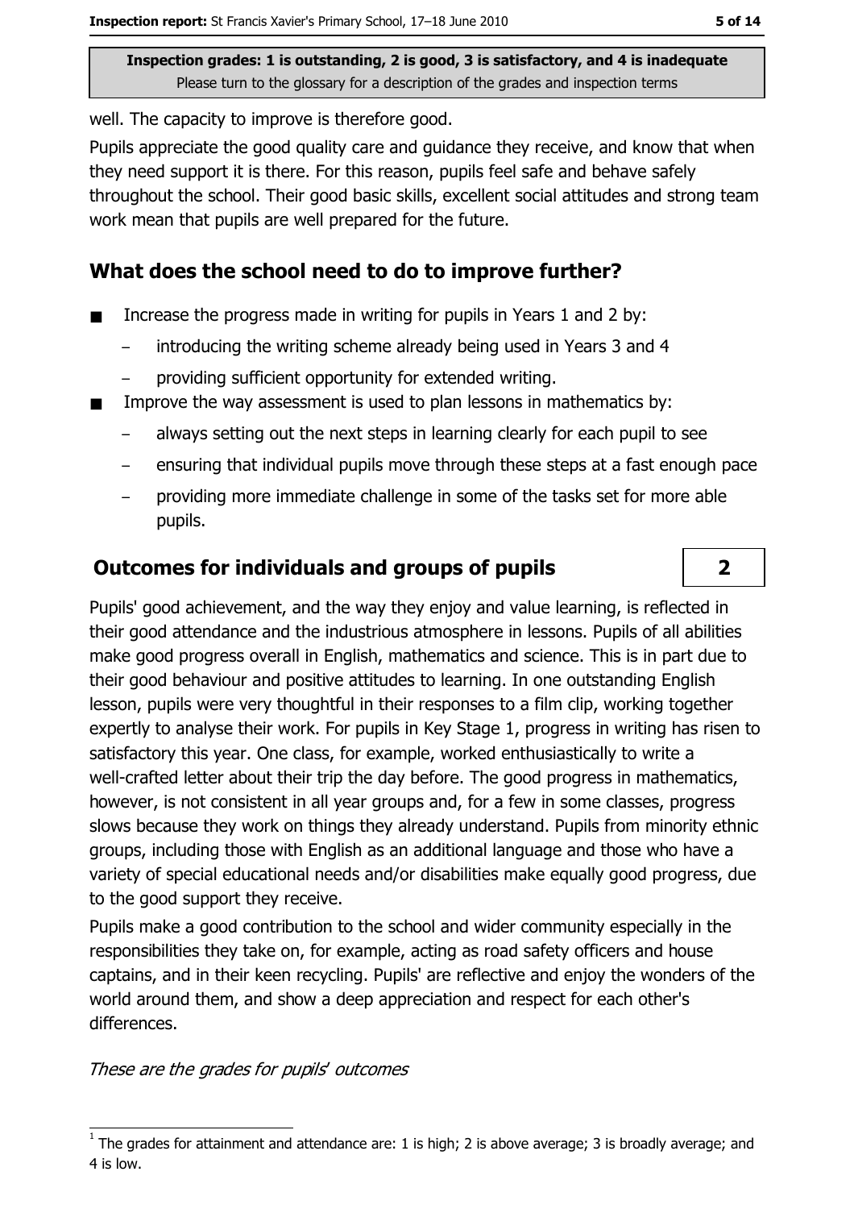Inspection grades: 1 is outstanding, 2 is good, 3 is satisfactory, and 4 is inadequate
Please turn to the glossary for a description of the grades and inspection terms

well. The capacity to improve is therefore good.

Pupils appreciate the good quality care and guidance they receive, and know that when they need support it is there. For this reason, pupils feel safe and behave safely throughout the school. Their good basic skills, excellent social attitudes and strong team work mean that pupils are well prepared for the future.

## What does the school need to do to improve further?

- Increase the progress made in writing for pupils in Years 1 and 2 by:
  - introducing the writing scheme already being used in Years 3 and 4
  - providing sufficient opportunity for extended writing.
- Improve the way assessment is used to plan lessons in mathematics by:
  - always setting out the next steps in learning clearly for each pupil to see
  - ensuring that individual pupils move through these steps at a fast enough pace
  - providing more immediate challenge in some of the tasks set for more able pupils.

## Outcomes for individuals and groups of pupils — 2

Pupils' good achievement, and the way they enjoy and value learning, is reflected in their good attendance and the industrious atmosphere in lessons. Pupils of all abilities make good progress overall in English, mathematics and science. This is in part due to their good behaviour and positive attitudes to learning. In one outstanding English lesson, pupils were very thoughtful in their responses to a film clip, working together expertly to analyse their work. For pupils in Key Stage 1, progress in writing has risen to satisfactory this year. One class, for example, worked enthusiastically to write a well-crafted letter about their trip the day before. The good progress in mathematics, however, is not consistent in all year groups and, for a few in some classes, progress slows because they work on things they already understand. Pupils from minority ethnic groups, including those with English as an additional language and those who have a variety of special educational needs and/or disabilities make equally good progress, due to the good support they receive.

Pupils make a good contribution to the school and wider community especially in the responsibilities they take on, for example, acting as road safety officers and house captains, and in their keen recycling. Pupils' are reflective and enjoy the wonders of the world around them, and show a deep appreciation and respect for each other's differences.

*These are the grades for pupils' outcomes*

[1] The grades for attainment and attendance are: 1 is high; 2 is above average; 3 is broadly average; and 4 is low.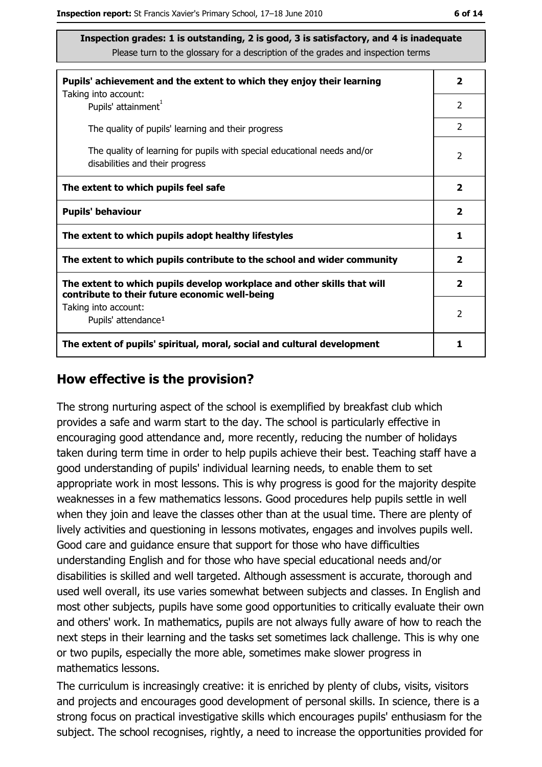**Inspection grades: 1 is outstanding, 2 is good, 3 is satisfactory, and 4 is inadequate**
Please turn to the glossary for a description of the grades and inspection terms

| | |
|---|---|
| **Pupils' achievement and the extent to which they enjoy their learning** | **2** |
| Taking into account: Pupils' attainment[1] | 2 |
| The quality of pupils' learning and their progress | 2 |
| The quality of learning for pupils with special educational needs and/or disabilities and their progress | 2 |
| **The extent to which pupils feel safe** | **2** |
| **Pupils' behaviour** | **2** |
| **The extent to which pupils adopt healthy lifestyles** | **1** |
| **The extent to which pupils contribute to the school and wider community** | **2** |
| **The extent to which pupils develop workplace and other skills that will contribute to their future economic well-being** | **2** |
| Taking into account: Pupils' attendance[1] | 2 |
| **The extent of pupils' spiritual, moral, social and cultural development** | **1** |

## How effective is the provision?

The strong nurturing aspect of the school is exemplified by breakfast club which provides a safe and warm start to the day. The school is particularly effective in encouraging good attendance and, more recently, reducing the number of holidays taken during term time in order to help pupils achieve their best. Teaching staff have a good understanding of pupils' individual learning needs, to enable them to set appropriate work in most lessons. This is why progress is good for the majority despite weaknesses in a few mathematics lessons. Good procedures help pupils settle in well when they join and leave the classes other than at the usual time. There are plenty of lively activities and questioning in lessons motivates, engages and involves pupils well. Good care and guidance ensure that support for those who have difficulties understanding English and for those who have special educational needs and/or disabilities is skilled and well targeted. Although assessment is accurate, thorough and used well overall, its use varies somewhat between subjects and classes. In English and most other subjects, pupils have some good opportunities to critically evaluate their own and others' work. In mathematics, pupils are not always fully aware of how to reach the next steps in their learning and the tasks set sometimes lack challenge. This is why one or two pupils, especially the more able, sometimes make slower progress in mathematics lessons.

The curriculum is increasingly creative: it is enriched by plenty of clubs, visits, visitors and projects and encourages good development of personal skills. In science, there is a strong focus on practical investigative skills which encourages pupils' enthusiasm for the subject. The school recognises, rightly, a need to increase the opportunities provided for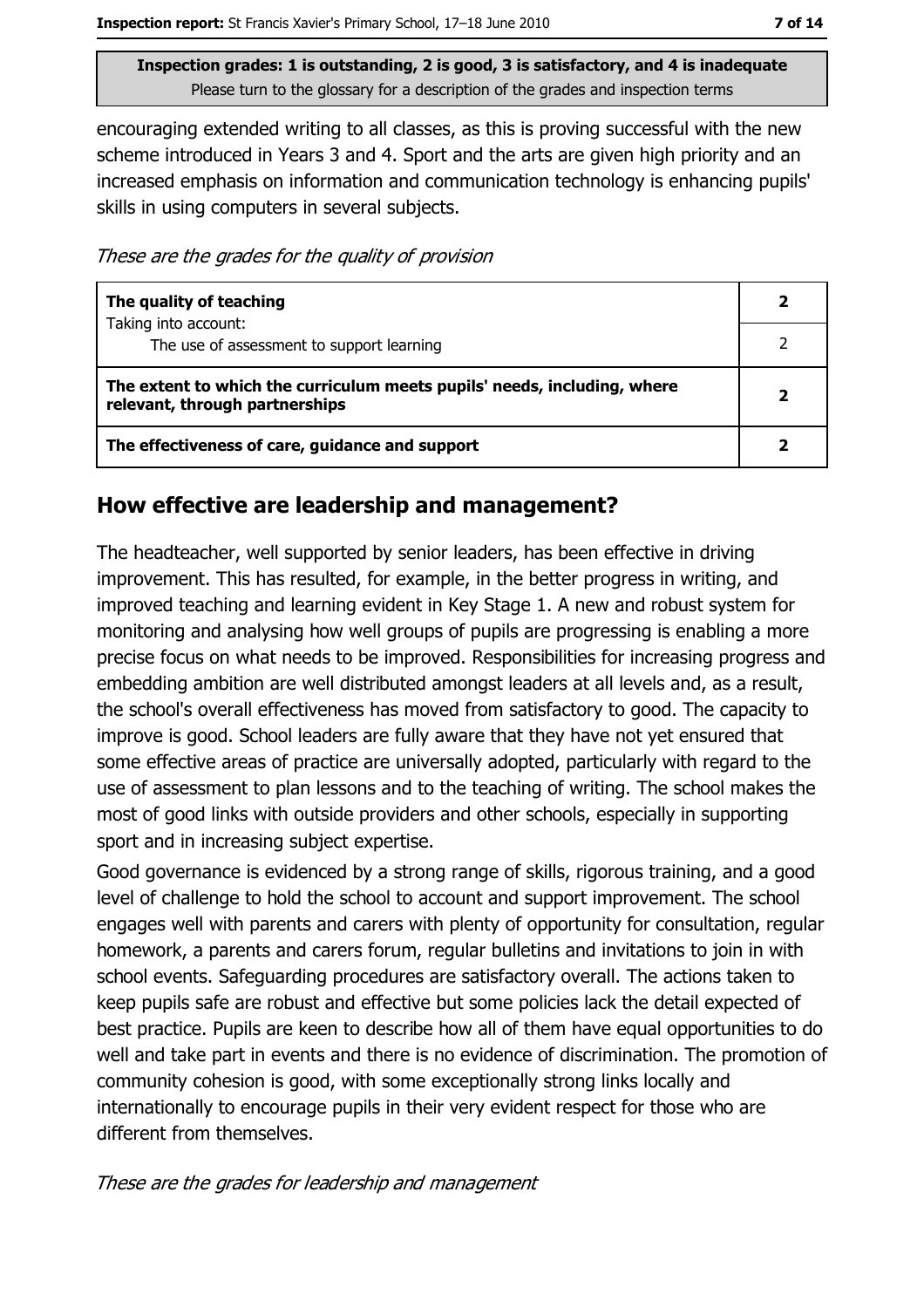encouraging extended writing to all classes, as this is proving successful with the new scheme introduced in Years 3 and 4. Sport and the arts are given high priority and an increased emphasis on information and communication technology is enhancing pupils' skills in using computers in several subjects.

*These are the grades for the quality of provision*

| | |
|---|---|
| **The quality of teaching**<br>Taking into account:<br>The use of assessment to support learning | **2**<br>2 |
| **The extent to which the curriculum meets pupils' needs, including, where relevant, through partnerships** | **2** |
| **The effectiveness of care, guidance and support** | **2** |

## How effective are leadership and management?

The headteacher, well supported by senior leaders, has been effective in driving improvement. This has resulted, for example, in the better progress in writing, and improved teaching and learning evident in Key Stage 1. A new and robust system for monitoring and analysing how well groups of pupils are progressing is enabling a more precise focus on what needs to be improved. Responsibilities for increasing progress and embedding ambition are well distributed amongst leaders at all levels and, as a result, the school's overall effectiveness has moved from satisfactory to good. The capacity to improve is good. School leaders are fully aware that they have not yet ensured that some effective areas of practice are universally adopted, particularly with regard to the use of assessment to plan lessons and to the teaching of writing. The school makes the most of good links with outside providers and other schools, especially in supporting sport and in increasing subject expertise.

Good governance is evidenced by a strong range of skills, rigorous training, and a good level of challenge to hold the school to account and support improvement. The school engages well with parents and carers with plenty of opportunity for consultation, regular homework, a parents and carers forum, regular bulletins and invitations to join in with school events. Safeguarding procedures are satisfactory overall. The actions taken to keep pupils safe are robust and effective but some policies lack the detail expected of best practice. Pupils are keen to describe how all of them have equal opportunities to do well and take part in events and there is no evidence of discrimination. The promotion of community cohesion is good, with some exceptionally strong links locally and internationally to encourage pupils in their very evident respect for those who are different from themselves.

*These are the grades for leadership and management*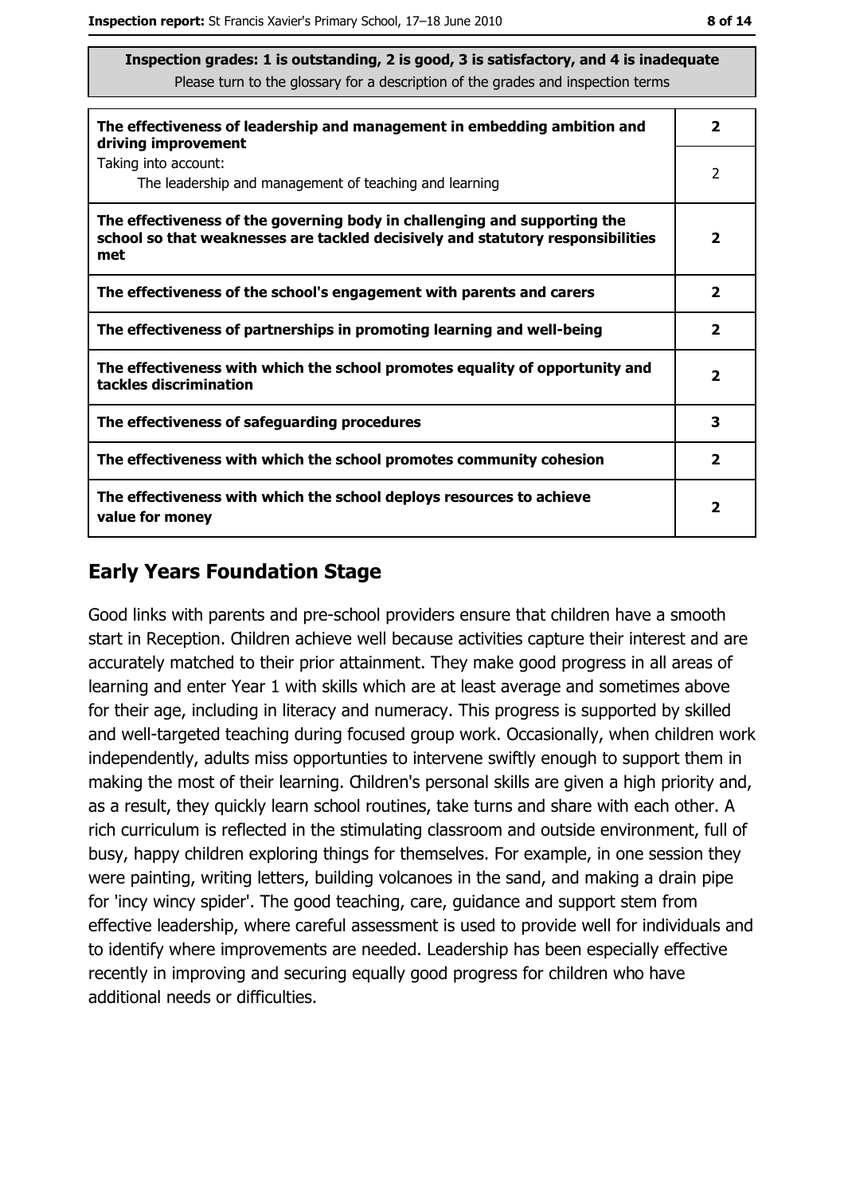**Inspection grades: 1 is outstanding, 2 is good, 3 is satisfactory, and 4 is inadequate**
Please turn to the glossary for a description of the grades and inspection terms

| | |
|---|---|
| **The effectiveness of leadership and management in embedding ambition and driving improvement** | **2** |
| Taking into account: The leadership and management of teaching and learning | 2 |
| **The effectiveness of the governing body in challenging and supporting the school so that weaknesses are tackled decisively and statutory responsibilities met** | **2** |
| **The effectiveness of the school's engagement with parents and carers** | **2** |
| **The effectiveness of partnerships in promoting learning and well-being** | **2** |
| **The effectiveness with which the school promotes equality of opportunity and tackles discrimination** | **2** |
| **The effectiveness of safeguarding procedures** | **3** |
| **The effectiveness with which the school promotes community cohesion** | **2** |
| **The effectiveness with which the school deploys resources to achieve value for money** | **2** |

## Early Years Foundation Stage

Good links with parents and pre-school providers ensure that children have a smooth start in Reception. Children achieve well because activities capture their interest and are accurately matched to their prior attainment. They make good progress in all areas of learning and enter Year 1 with skills which are at least average and sometimes above for their age, including in literacy and numeracy. This progress is supported by skilled and well-targeted teaching during focused group work. Occasionally, when children work independently, adults miss opportunties to intervene swiftly enough to support them in making the most of their learning. Children's personal skills are given a high priority and, as a result, they quickly learn school routines, take turns and share with each other. A rich curriculum is reflected in the stimulating classroom and outside environment, full of busy, happy children exploring things for themselves. For example, in one session they were painting, writing letters, building volcanoes in the sand, and making a drain pipe for 'incy wincy spider'. The good teaching, care, guidance and support stem from effective leadership, where careful assessment is used to provide well for individuals and to identify where improvements are needed. Leadership has been especially effective recently in improving and securing equally good progress for children who have additional needs or difficulties.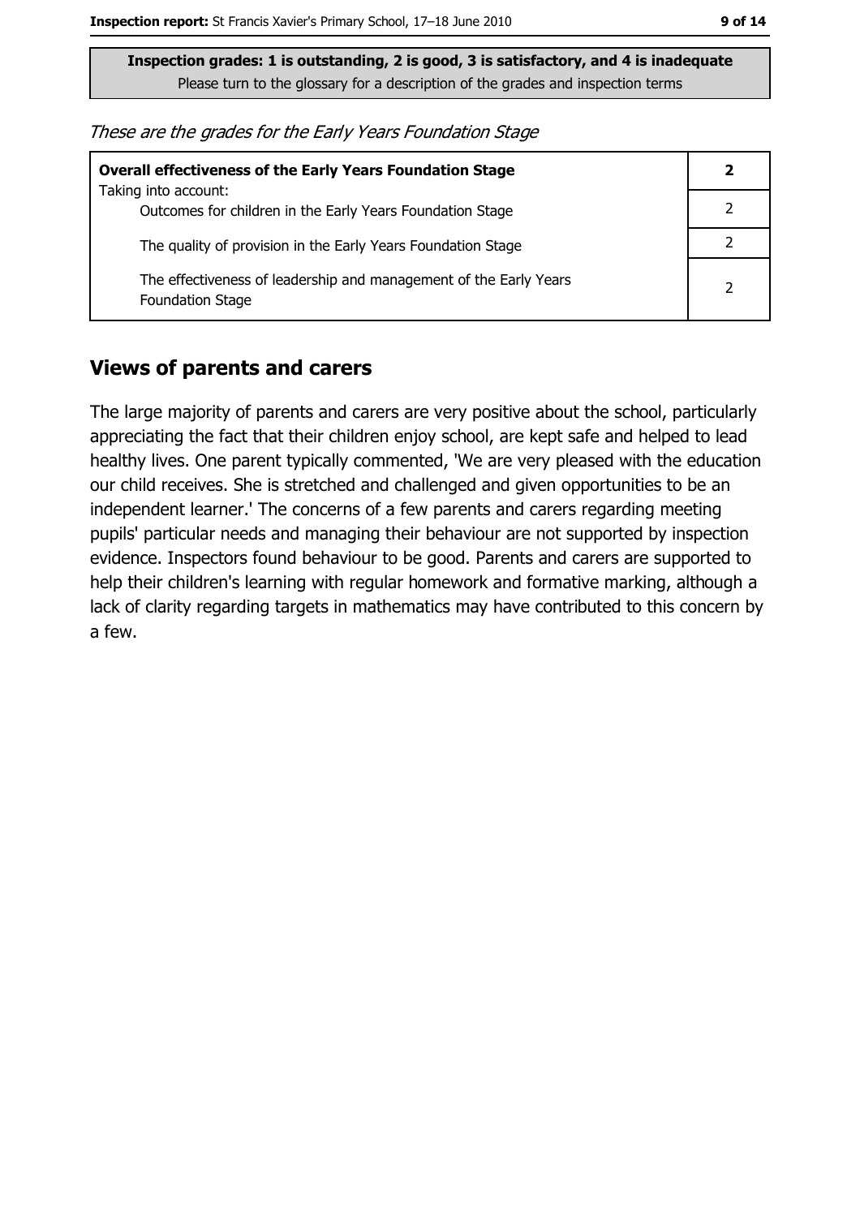**Inspection grades: 1 is outstanding, 2 is good, 3 is satisfactory, and 4 is inadequate**
Please turn to the glossary for a description of the grades and inspection terms

*These are the grades for the Early Years Foundation Stage*

| **Overall effectiveness of the Early Years Foundation Stage** Taking into account: | **2** |
|---|---|
| Outcomes for children in the Early Years Foundation Stage | 2 |
| The quality of provision in the Early Years Foundation Stage | 2 |
| The effectiveness of leadership and management of the Early Years Foundation Stage | 2 |

## Views of parents and carers

The large majority of parents and carers are very positive about the school, particularly appreciating the fact that their children enjoy school, are kept safe and helped to lead healthy lives. One parent typically commented, 'We are very pleased with the education our child receives. She is stretched and challenged and given opportunities to be an independent learner.' The concerns of a few parents and carers regarding meeting pupils' particular needs and managing their behaviour are not supported by inspection evidence. Inspectors found behaviour to be good. Parents and carers are supported to help their children's learning with regular homework and formative marking, although a lack of clarity regarding targets in mathematics may have contributed to this concern by a few.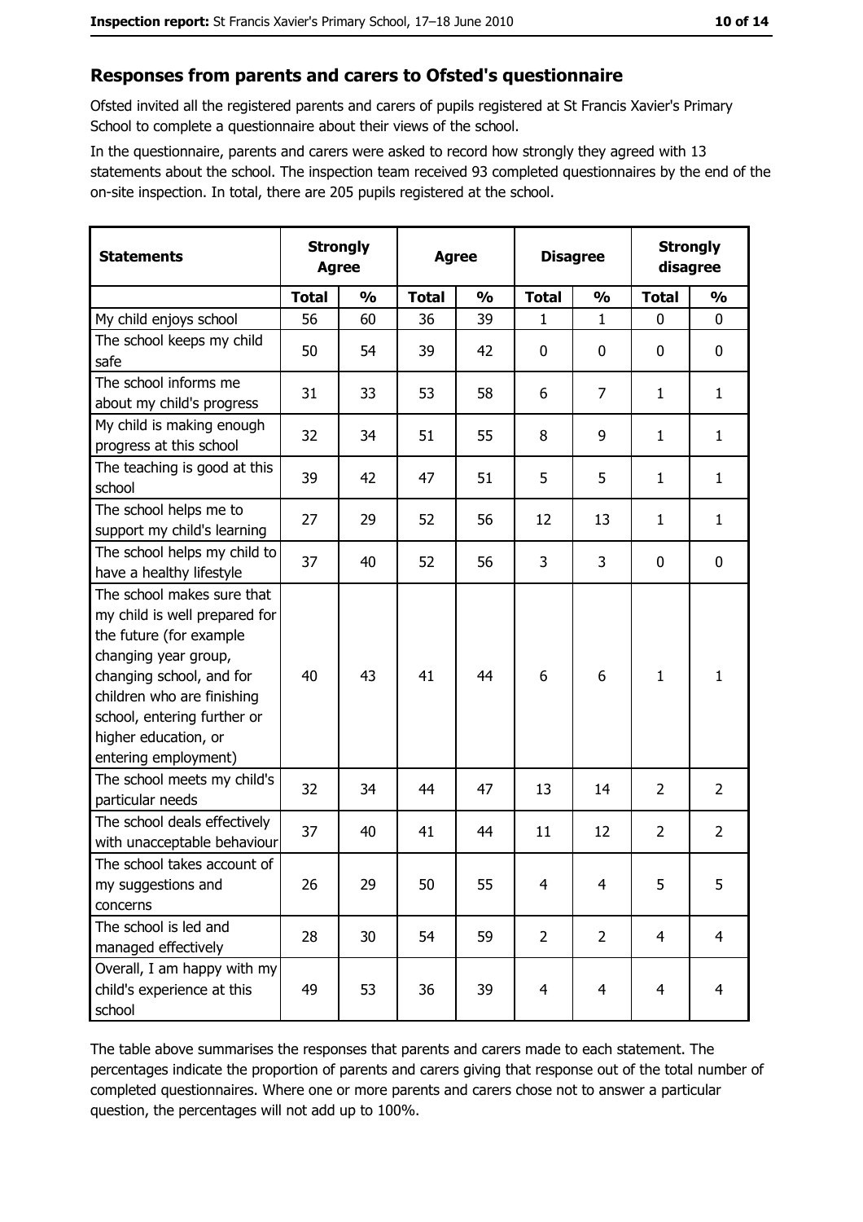## Responses from parents and carers to Ofsted's questionnaire

Ofsted invited all the registered parents and carers of pupils registered at St Francis Xavier's Primary School to complete a questionnaire about their views of the school.

In the questionnaire, parents and carers were asked to record how strongly they agreed with 13 statements about the school. The inspection team received 93 completed questionnaires by the end of the on-site inspection. In total, there are 205 pupils registered at the school.

| Statements | Strongly Agree | | Agree | | Disagree | | Strongly disagree | |
|---|---|---|---|---|---|---|---|---|
| | Total | % | Total | % | Total | % | Total | % |
| My child enjoys school | 56 | 60 | 36 | 39 | 1 | 1 | 0 | 0 |
| The school keeps my child safe | 50 | 54 | 39 | 42 | 0 | 0 | 0 | 0 |
| The school informs me about my child's progress | 31 | 33 | 53 | 58 | 6 | 7 | 1 | 1 |
| My child is making enough progress at this school | 32 | 34 | 51 | 55 | 8 | 9 | 1 | 1 |
| The teaching is good at this school | 39 | 42 | 47 | 51 | 5 | 5 | 1 | 1 |
| The school helps me to support my child's learning | 27 | 29 | 52 | 56 | 12 | 13 | 1 | 1 |
| The school helps my child to have a healthy lifestyle | 37 | 40 | 52 | 56 | 3 | 3 | 0 | 0 |
| The school makes sure that my child is well prepared for the future (for example changing year group, changing school, and for children who are finishing school, entering further or higher education, or entering employment) | 40 | 43 | 41 | 44 | 6 | 6 | 1 | 1 |
| The school meets my child's particular needs | 32 | 34 | 44 | 47 | 13 | 14 | 2 | 2 |
| The school deals effectively with unacceptable behaviour | 37 | 40 | 41 | 44 | 11 | 12 | 2 | 2 |
| The school takes account of my suggestions and concerns | 26 | 29 | 50 | 55 | 4 | 4 | 5 | 5 |
| The school is led and managed effectively | 28 | 30 | 54 | 59 | 2 | 2 | 4 | 4 |
| Overall, I am happy with my child's experience at this school | 49 | 53 | 36 | 39 | 4 | 4 | 4 | 4 |

The table above summarises the responses that parents and carers made to each statement. The percentages indicate the proportion of parents and carers giving that response out of the total number of completed questionnaires. Where one or more parents and carers chose not to answer a particular question, the percentages will not add up to 100%.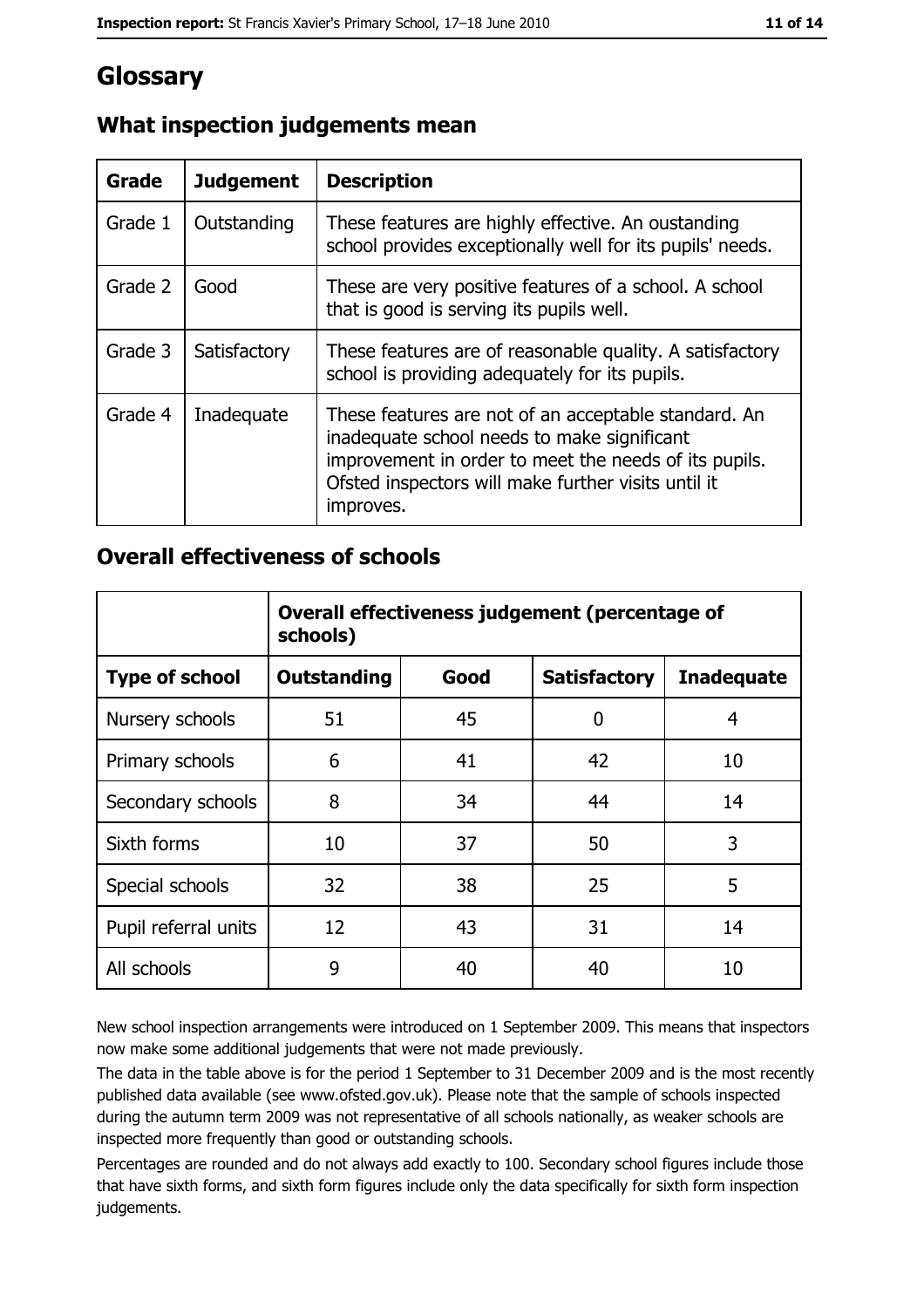# Glossary

## What inspection judgements mean

| Grade | Judgement | Description |
|---|---|---|
| Grade 1 | Outstanding | These features are highly effective. An oustanding school provides exceptionally well for its pupils' needs. |
| Grade 2 | Good | These are very positive features of a school. A school that is good is serving its pupils well. |
| Grade 3 | Satisfactory | These features are of reasonable quality. A satisfactory school is providing adequately for its pupils. |
| Grade 4 | Inadequate | These features are not of an acceptable standard. An inadequate school needs to make significant improvement in order to meet the needs of its pupils. Ofsted inspectors will make further visits until it improves. |

## Overall effectiveness of schools

| | Overall effectiveness judgement (percentage of schools) | | | |
|---|---|---|---|---|
| **Type of school** | **Outstanding** | **Good** | **Satisfactory** | **Inadequate** |
| Nursery schools | 51 | 45 | 0 | 4 |
| Primary schools | 6 | 41 | 42 | 10 |
| Secondary schools | 8 | 34 | 44 | 14 |
| Sixth forms | 10 | 37 | 50 | 3 |
| Special schools | 32 | 38 | 25 | 5 |
| Pupil referral units | 12 | 43 | 31 | 14 |
| All schools | 9 | 40 | 40 | 10 |

New school inspection arrangements were introduced on 1 September 2009. This means that inspectors now make some additional judgements that were not made previously.

The data in the table above is for the period 1 September to 31 December 2009 and is the most recently published data available (see www.ofsted.gov.uk). Please note that the sample of schools inspected during the autumn term 2009 was not representative of all schools nationally, as weaker schools are inspected more frequently than good or outstanding schools.

Percentages are rounded and do not always add exactly to 100. Secondary school figures include those that have sixth forms, and sixth form figures include only the data specifically for sixth form inspection judgements.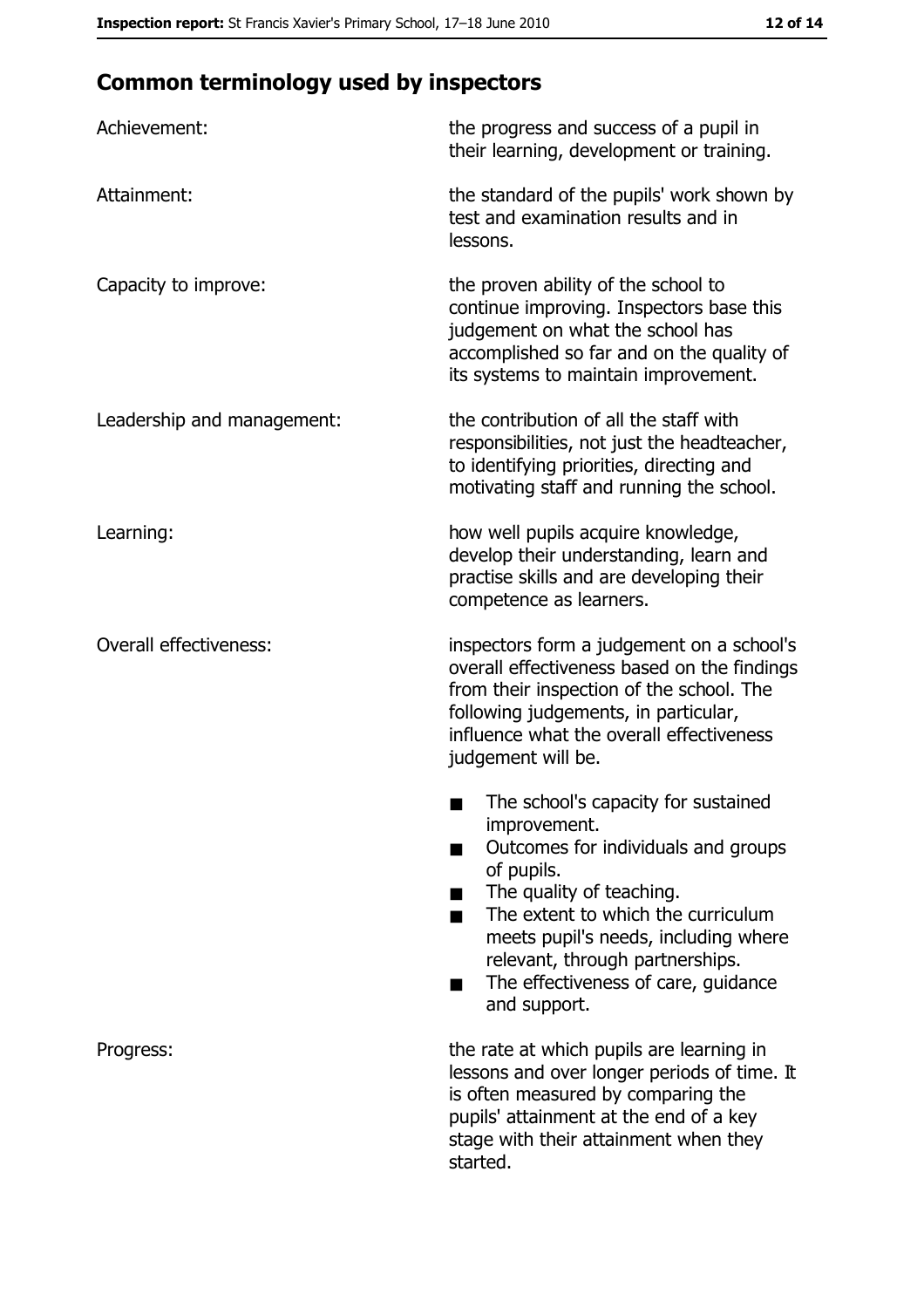## Common terminology used by inspectors

| | |
|---|---|
| Achievement: | the progress and success of a pupil in their learning, development or training. |
| Attainment: | the standard of the pupils' work shown by test and examination results and in lessons. |
| Capacity to improve: | the proven ability of the school to continue improving. Inspectors base this judgement on what the school has accomplished so far and on the quality of its systems to maintain improvement. |
| Leadership and management: | the contribution of all the staff with responsibilities, not just the headteacher, to identifying priorities, directing and motivating staff and running the school. |
| Learning: | how well pupils acquire knowledge, develop their understanding, learn and practise skills and are developing their competence as learners. |
| Overall effectiveness: | inspectors form a judgement on a school's overall effectiveness based on the findings from their inspection of the school. The following judgements, in particular, influence what the overall effectiveness judgement will be.<br>■ The school's capacity for sustained improvement.<br>■ Outcomes for individuals and groups of pupils.<br>■ The quality of teaching.<br>■ The extent to which the curriculum meets pupil's needs, including where relevant, through partnerships.<br>■ The effectiveness of care, guidance and support. |
| Progress: | the rate at which pupils are learning in lessons and over longer periods of time. It is often measured by comparing the pupils' attainment at the end of a key stage with their attainment when they started. |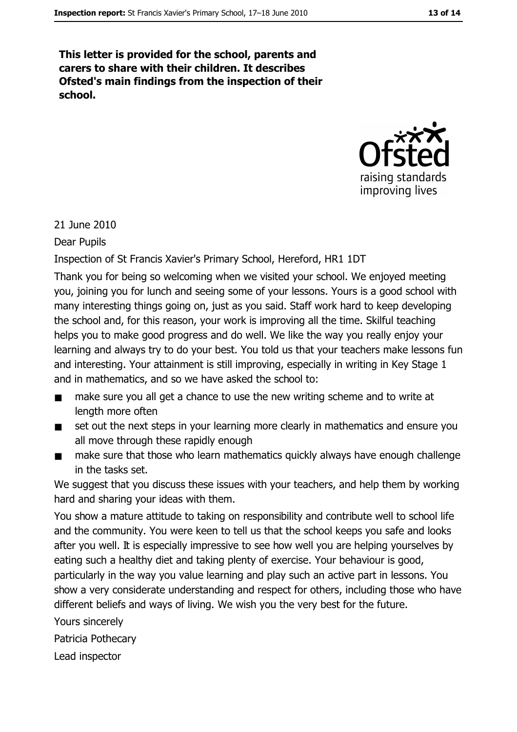**This letter is provided for the school, parents and carers to share with their children. It describes Ofsted's main findings from the inspection of their school.**

21 June 2010

Dear Pupils

Inspection of St Francis Xavier's Primary School, Hereford, HR1 1DT

Thank you for being so welcoming when we visited your school. We enjoyed meeting you, joining you for lunch and seeing some of your lessons. Yours is a good school with many interesting things going on, just as you said. Staff work hard to keep developing the school and, for this reason, your work is improving all the time. Skilful teaching helps you to make good progress and do well. We like the way you really enjoy your learning and always try to do your best. You told us that your teachers make lessons fun and interesting. Your attainment is still improving, especially in writing in Key Stage 1 and in mathematics, and so we have asked the school to:

- make sure you all get a chance to use the new writing scheme and to write at length more often
- set out the next steps in your learning more clearly in mathematics and ensure you all move through these rapidly enough
- make sure that those who learn mathematics quickly always have enough challenge in the tasks set.

We suggest that you discuss these issues with your teachers, and help them by working hard and sharing your ideas with them.

You show a mature attitude to taking on responsibility and contribute well to school life and the community. You were keen to tell us that the school keeps you safe and looks after you well. It is especially impressive to see how well you are helping yourselves by eating such a healthy diet and taking plenty of exercise. Your behaviour is good, particularly in the way you value learning and play such an active part in lessons. You show a very considerate understanding and respect for others, including those who have different beliefs and ways of living. We wish you the very best for the future.

Yours sincerely

Patricia Pothecary

Lead inspector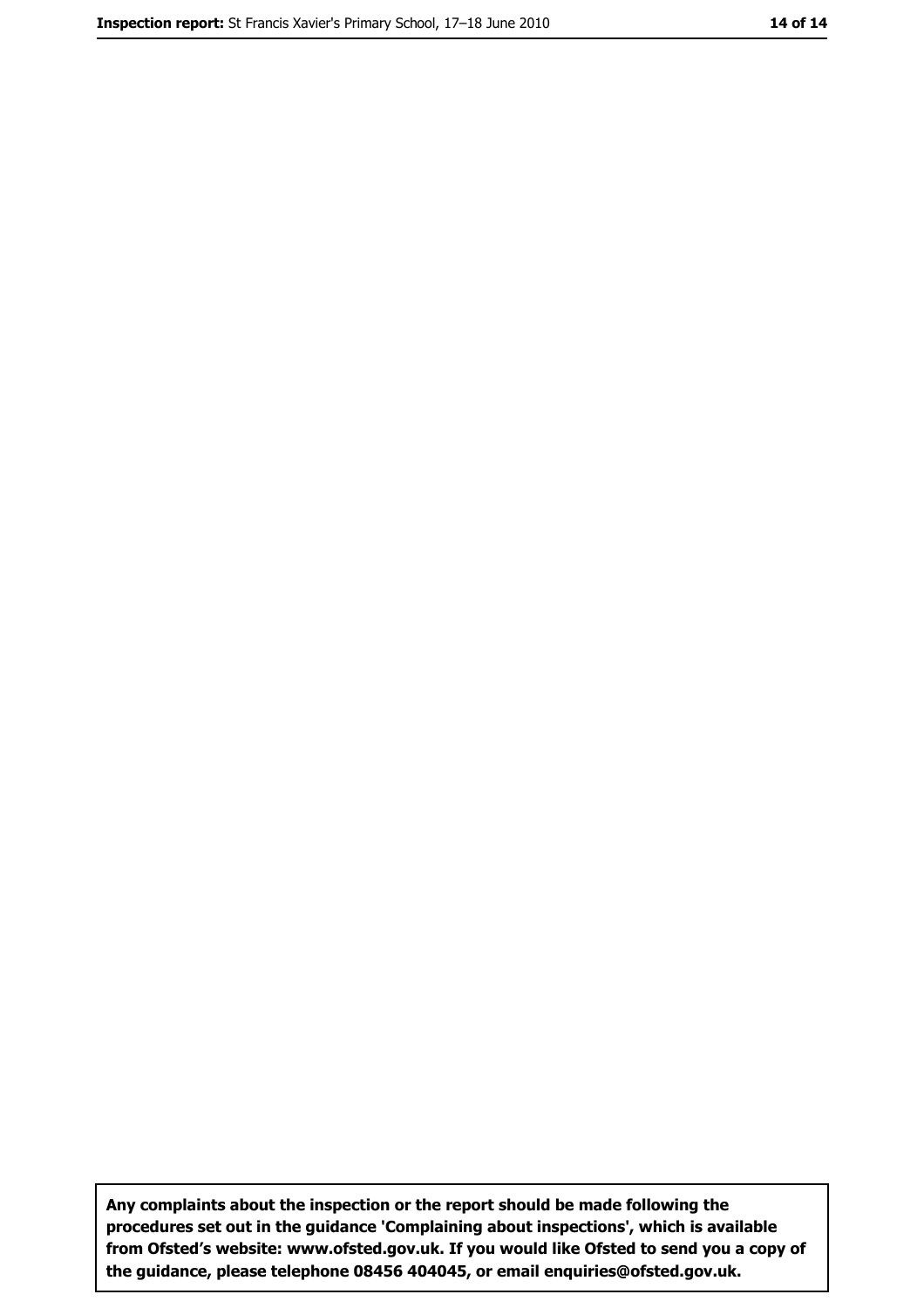**Any complaints about the inspection or the report should be made following the procedures set out in the guidance 'Complaining about inspections', which is available from Ofsted's website: www.ofsted.gov.uk. If you would like Ofsted to send you a copy of the guidance, please telephone 08456 404045, or email enquiries@ofsted.gov.uk.**